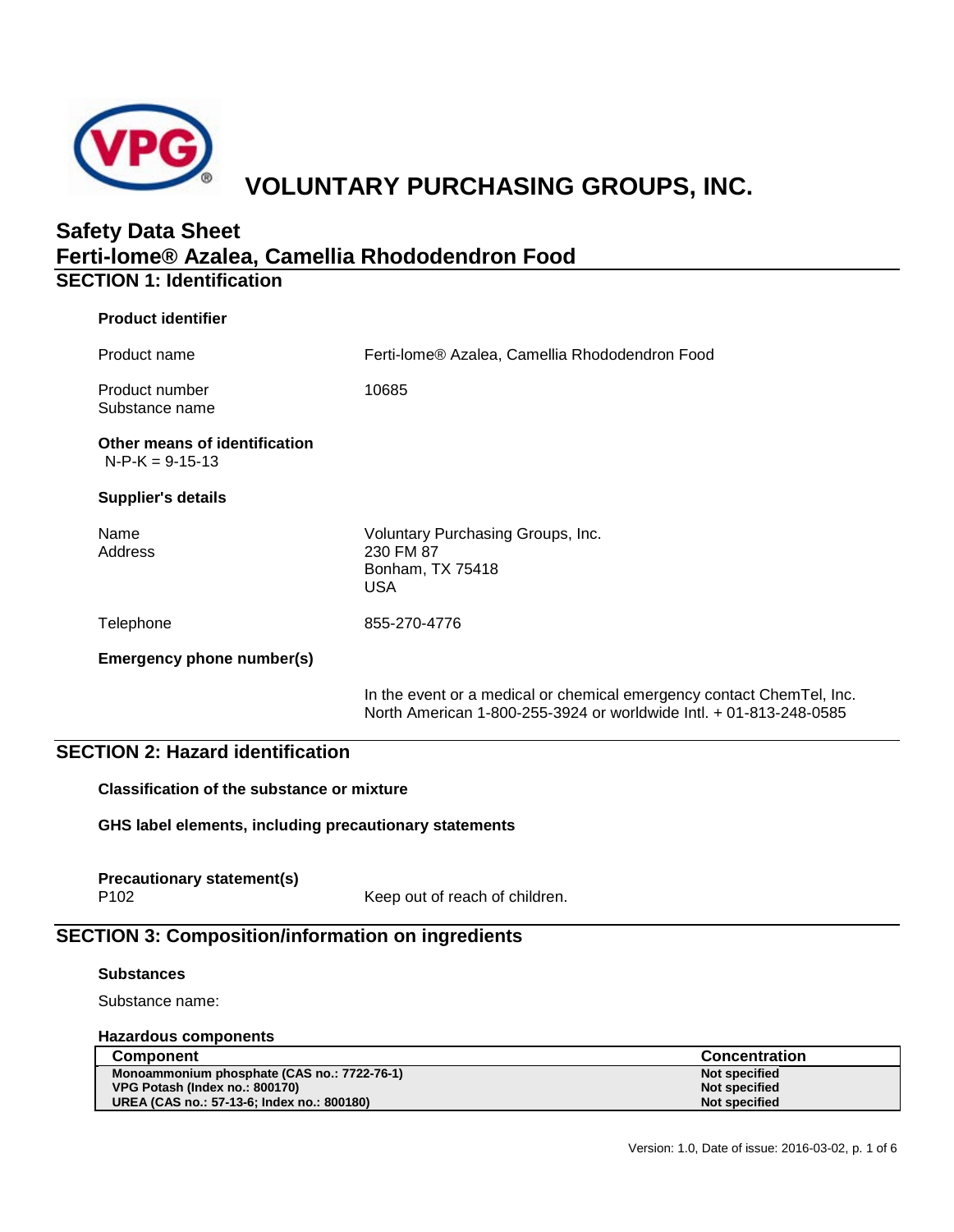# VOLUNTARY PURCHASING GROUPS, INC.

## Safety Data Sheet
## Ferti-lome® Azalea, Camellia Rhododendron Food

## SECTION 1: Identification

**Product identifier**

| | |
|---|---|
| Product name | Ferti-lome® Azalea, Camellia Rhododendron Food |
| Product number | 10685 |
| Substance name | |

**Other means of identification**

N-P-K = 9-15-13

**Supplier's details**

| | |
|---|---|
| Name | Voluntary Purchasing Groups, Inc. |
| Address | 230 FM 87<br>Bonham, TX 75418<br>USA |
| Telephone | 855-270-4776 |

**Emergency phone number(s)**

In the event or a medical or chemical emergency contact ChemTel, Inc. North American 1-800-255-3924 or worldwide Intl. + 01-813-248-0585

## SECTION 2: Hazard identification

**Classification of the substance or mixture**

**GHS label elements, including precautionary statements**

**Precautionary statement(s)**

| | |
|---|---|
| P102 | Keep out of reach of children. |

## SECTION 3: Composition/information on ingredients

**Substances**

Substance name:

**Hazardous components**

| Component | Concentration |
|---|---|
| Monoammonium phosphate (CAS no.: 7722-76-1) | Not specified |
| VPG Potash (Index no.: 800170) | Not specified |
| UREA (CAS no.: 57-13-6; Index no.: 800180) | Not specified |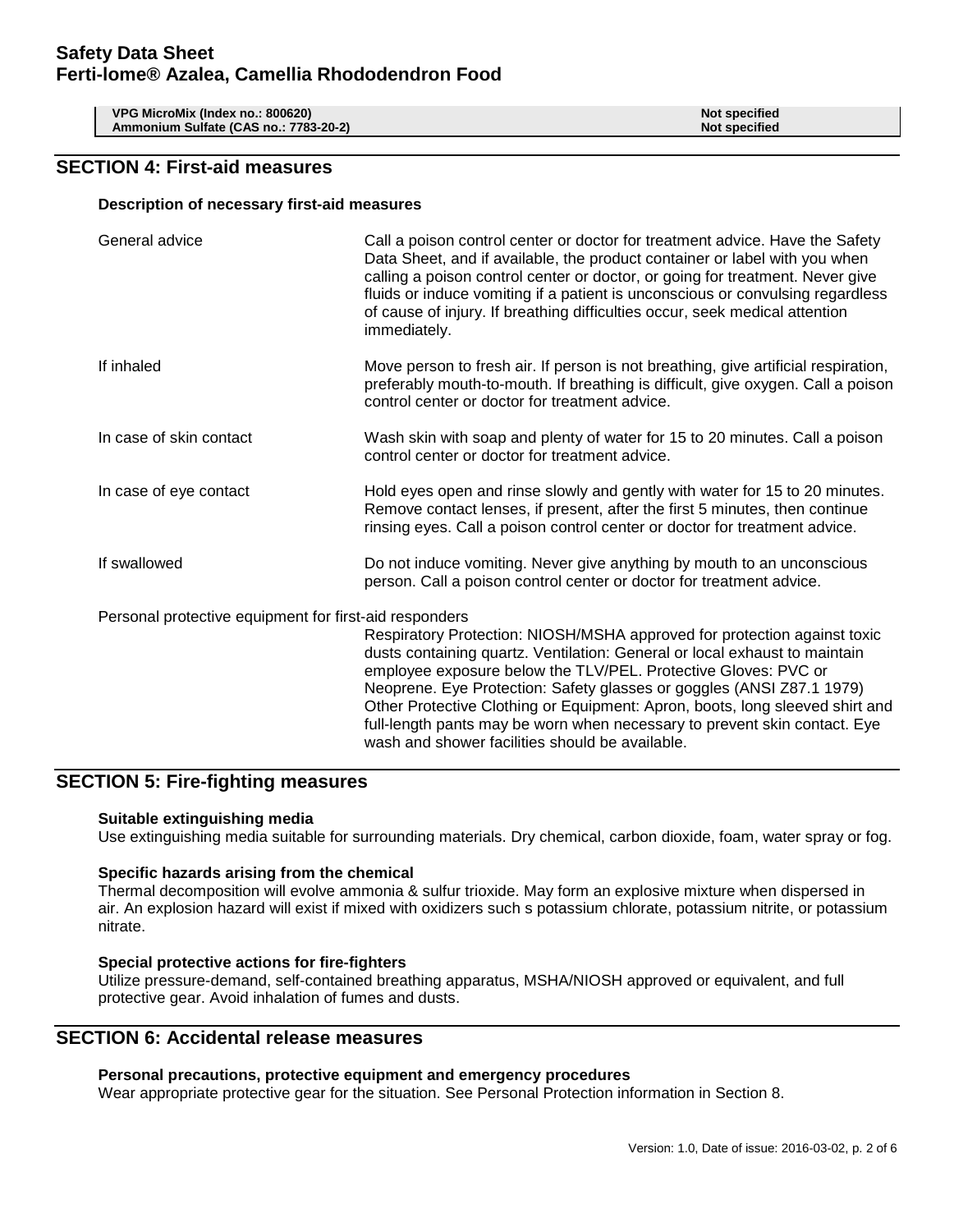| | |
|---|---|
| **VPG MicroMix (Index no.: 800620)** | **Not specified** |
| **Ammonium Sulfate (CAS no.: 7783-20-2)** | **Not specified** |

## SECTION 4: First-aid measures

### Description of necessary first-aid measures

| | |
|---|---|
| General advice | Call a poison control center or doctor for treatment advice. Have the Safety Data Sheet, and if available, the product container or label with you when calling a poison control center or doctor, or going for treatment. Never give fluids or induce vomiting if a patient is unconscious or convulsing regardless of cause of injury. If breathing difficulties occur, seek medical attention immediately. |
| If inhaled | Move person to fresh air. If person is not breathing, give artificial respiration, preferably mouth-to-mouth. If breathing is difficult, give oxygen. Call a poison control center or doctor for treatment advice. |
| In case of skin contact | Wash skin with soap and plenty of water for 15 to 20 minutes. Call a poison control center or doctor for treatment advice. |
| In case of eye contact | Hold eyes open and rinse slowly and gently with water for 15 to 20 minutes. Remove contact lenses, if present, after the first 5 minutes, then continue rinsing eyes. Call a poison control center or doctor for treatment advice. |
| If swallowed | Do not induce vomiting. Never give anything by mouth to an unconscious person. Call a poison control center or doctor for treatment advice. |

Personal protective equipment for first-aid responders

Respiratory Protection: NIOSH/MSHA approved for protection against toxic dusts containing quartz. Ventilation: General or local exhaust to maintain employee exposure below the TLV/PEL. Protective Gloves: PVC or Neoprene. Eye Protection: Safety glasses or goggles (ANSI Z87.1 1979) Other Protective Clothing or Equipment: Apron, boots, long sleeved shirt and full-length pants may be worn when necessary to prevent skin contact. Eye wash and shower facilities should be available.

## SECTION 5: Fire-fighting measures

**Suitable extinguishing media**

Use extinguishing media suitable for surrounding materials. Dry chemical, carbon dioxide, foam, water spray or fog.

**Specific hazards arising from the chemical**

Thermal decomposition will evolve ammonia & sulfur trioxide. May form an explosive mixture when dispersed in air. An explosion hazard will exist if mixed with oxidizers such s potassium chlorate, potassium nitrite, or potassium nitrate.

**Special protective actions for fire-fighters**

Utilize pressure-demand, self-contained breathing apparatus, MSHA/NIOSH approved or equivalent, and full protective gear. Avoid inhalation of fumes and dusts.

## SECTION 6: Accidental release measures

**Personal precautions, protective equipment and emergency procedures**

Wear appropriate protective gear for the situation. See Personal Protection information in Section 8.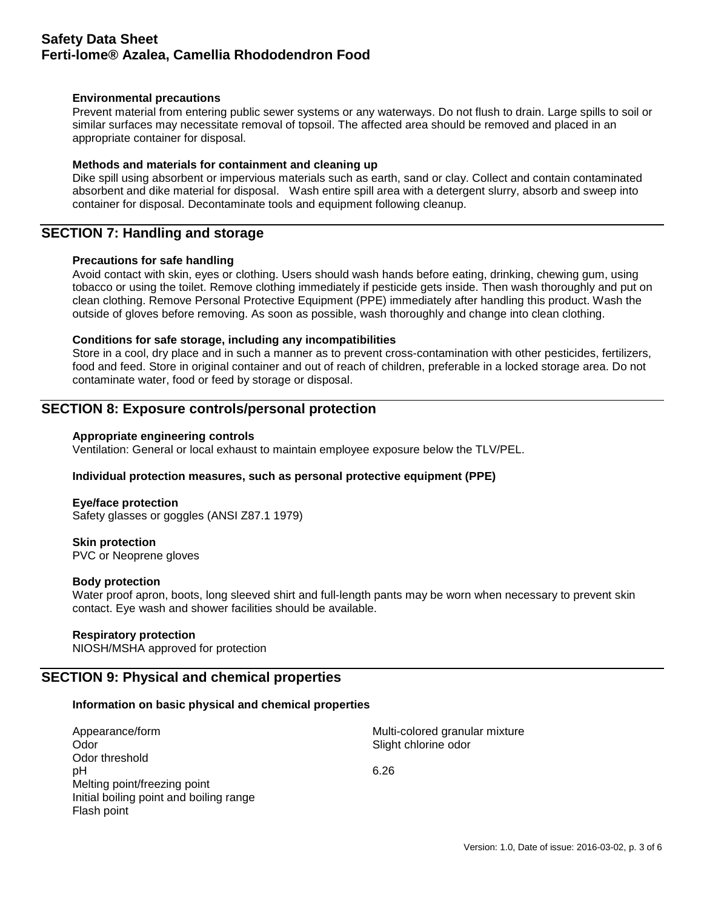### Environmental precautions

Prevent material from entering public sewer systems or any waterways. Do not flush to drain. Large spills to soil or similar surfaces may necessitate removal of topsoil. The affected area should be removed and placed in an appropriate container for disposal.

### Methods and materials for containment and cleaning up

Dike spill using absorbent or impervious materials such as earth, sand or clay. Collect and contain contaminated absorbent and dike material for disposal. Wash entire spill area with a detergent slurry, absorb and sweep into container for disposal. Decontaminate tools and equipment following cleanup.

## SECTION 7: Handling and storage

### Precautions for safe handling

Avoid contact with skin, eyes or clothing. Users should wash hands before eating, drinking, chewing gum, using tobacco or using the toilet. Remove clothing immediately if pesticide gets inside. Then wash thoroughly and put on clean clothing. Remove Personal Protective Equipment (PPE) immediately after handling this product. Wash the outside of gloves before removing. As soon as possible, wash thoroughly and change into clean clothing.

### Conditions for safe storage, including any incompatibilities

Store in a cool, dry place and in such a manner as to prevent cross-contamination with other pesticides, fertilizers, food and feed. Store in original container and out of reach of children, preferable in a locked storage area. Do not contaminate water, food or feed by storage or disposal.

## SECTION 8: Exposure controls/personal protection

### Appropriate engineering controls

Ventilation: General or local exhaust to maintain employee exposure below the TLV/PEL.

### Individual protection measures, such as personal protective equipment (PPE)

**Eye/face protection**

Safety glasses or goggles (ANSI Z87.1 1979)

**Skin protection**

PVC or Neoprene gloves

**Body protection**

Water proof apron, boots, long sleeved shirt and full-length pants may be worn when necessary to prevent skin contact. Eye wash and shower facilities should be available.

**Respiratory protection**

NIOSH/MSHA approved for protection

## SECTION 9: Physical and chemical properties

### Information on basic physical and chemical properties

| | |
|---|---|
| Appearance/form | Multi-colored granular mixture |
| Odor | Slight chlorine odor |
| Odor threshold | |
| pH | 6.26 |
| Melting point/freezing point | |
| Initial boiling point and boiling range | |
| Flash point | |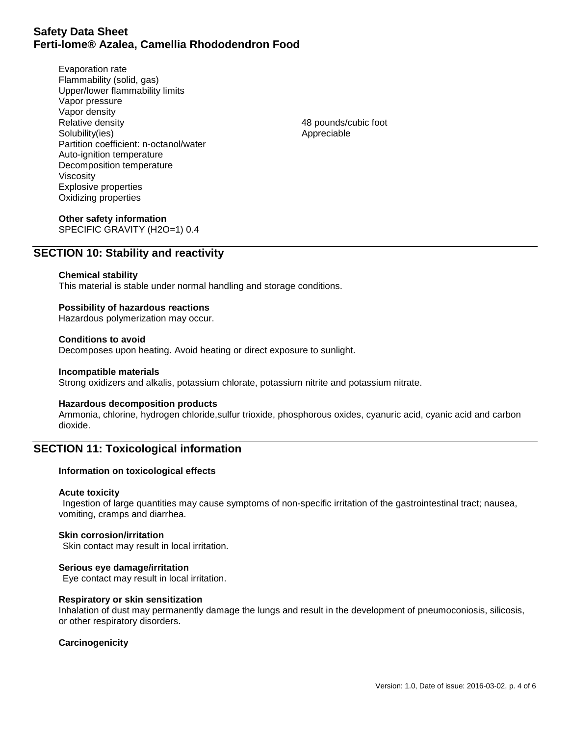| | |
|---|---|
| Evaporation rate | |
| Flammability (solid, gas) | |
| Upper/lower flammability limits | |
| Vapor pressure | |
| Vapor density | |
| Relative density | 48 pounds/cubic foot |
| Solubility(ies) | Appreciable |
| Partition coefficient: n-octanol/water | |
| Auto-ignition temperature | |
| Decomposition temperature | |
| Viscosity | |
| Explosive properties | |
| Oxidizing properties | |

**Other safety information**

SPECIFIC GRAVITY ($H_2O$=1) 0.4

## SECTION 10: Stability and reactivity

**Chemical stability**

This material is stable under normal handling and storage conditions.

**Possibility of hazardous reactions**

Hazardous polymerization may occur.

**Conditions to avoid**

Decomposes upon heating. Avoid heating or direct exposure to sunlight.

**Incompatible materials**

Strong oxidizers and alkalis, potassium chlorate, potassium nitrite and potassium nitrate.

**Hazardous decomposition products**

Ammonia, chlorine, hydrogen chloride,sulfur trioxide, phosphorous oxides, cyanuric acid, cyanic acid and carbon dioxide.

## SECTION 11: Toxicological information

**Information on toxicological effects**

**Acute toxicity**

Ingestion of large quantities may cause symptoms of non-specific irritation of the gastrointestinal tract; nausea, vomiting, cramps and diarrhea.

**Skin corrosion/irritation**

Skin contact may result in local irritation.

**Serious eye damage/irritation**

Eye contact may result in local irritation.

**Respiratory or skin sensitization**

Inhalation of dust may permanently damage the lungs and result in the development of pneumoconiosis, silicosis, or other respiratory disorders.

**Carcinogenicity**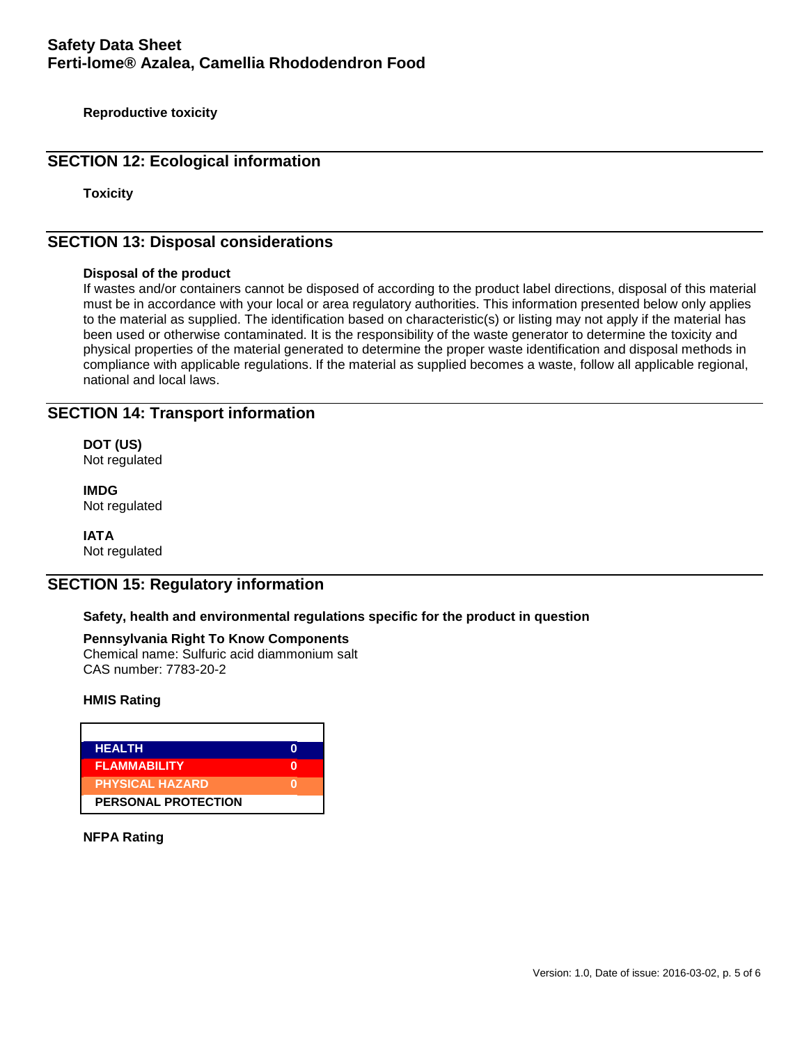**Reproductive toxicity**

## SECTION 12: Ecological information

**Toxicity**

## SECTION 13: Disposal considerations

**Disposal of the product**

If wastes and/or containers cannot be disposed of according to the product label directions, disposal of this material must be in accordance with your local or area regulatory authorities. This information presented below only applies to the material as supplied. The identification based on characteristic(s) or listing may not apply if the material has been used or otherwise contaminated. It is the responsibility of the waste generator to determine the toxicity and physical properties of the material generated to determine the proper waste identification and disposal methods in compliance with applicable regulations. If the material as supplied becomes a waste, follow all applicable regional, national and local laws.

## SECTION 14: Transport information

**DOT (US)**
Not regulated

**IMDG**
Not regulated

**IATA**
Not regulated

## SECTION 15: Regulatory information

**Safety, health and environmental regulations specific for the product in question**

**Pennsylvania Right To Know Components**
Chemical name: Sulfuric acid diammonium salt
CAS number: 7783-20-2

**HMIS Rating**

| | |
|---|---|
| HEALTH | 0 |
| FLAMMABILITY | 0 |
| PHYSICAL HAZARD | 0 |
| PERSONAL PROTECTION | |

**NFPA Rating**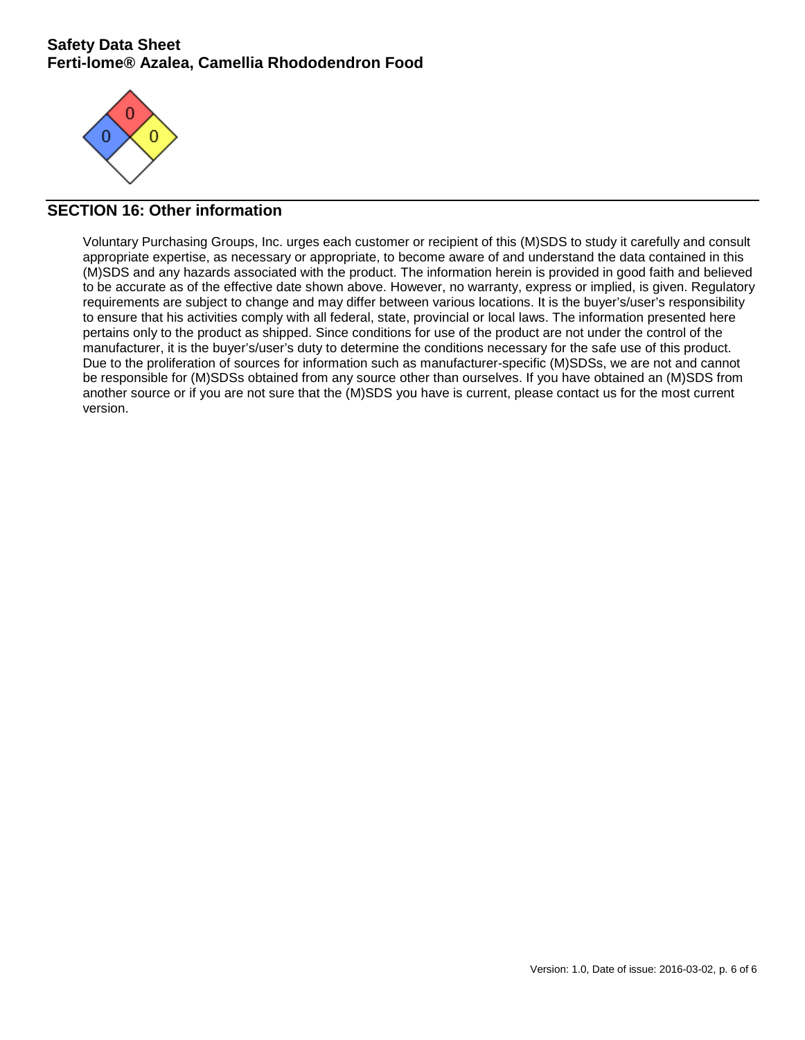## SECTION 16: Other information

Voluntary Purchasing Groups, Inc. urges each customer or recipient of this (M)SDS to study it carefully and consult appropriate expertise, as necessary or appropriate, to become aware of and understand the data contained in this (M)SDS and any hazards associated with the product. The information herein is provided in good faith and believed to be accurate as of the effective date shown above. However, no warranty, express or implied, is given. Regulatory requirements are subject to change and may differ between various locations. It is the buyer's/user's responsibility to ensure that his activities comply with all federal, state, provincial or local laws. The information presented here pertains only to the product as shipped. Since conditions for use of the product are not under the control of the manufacturer, it is the buyer's/user's duty to determine the conditions necessary for the safe use of this product. Due to the proliferation of sources for information such as manufacturer-specific (M)SDSs, we are not and cannot be responsible for (M)SDSs obtained from any source other than ourselves. If you have obtained an (M)SDS from another source or if you are not sure that the (M)SDS you have is current, please contact us for the most current version.